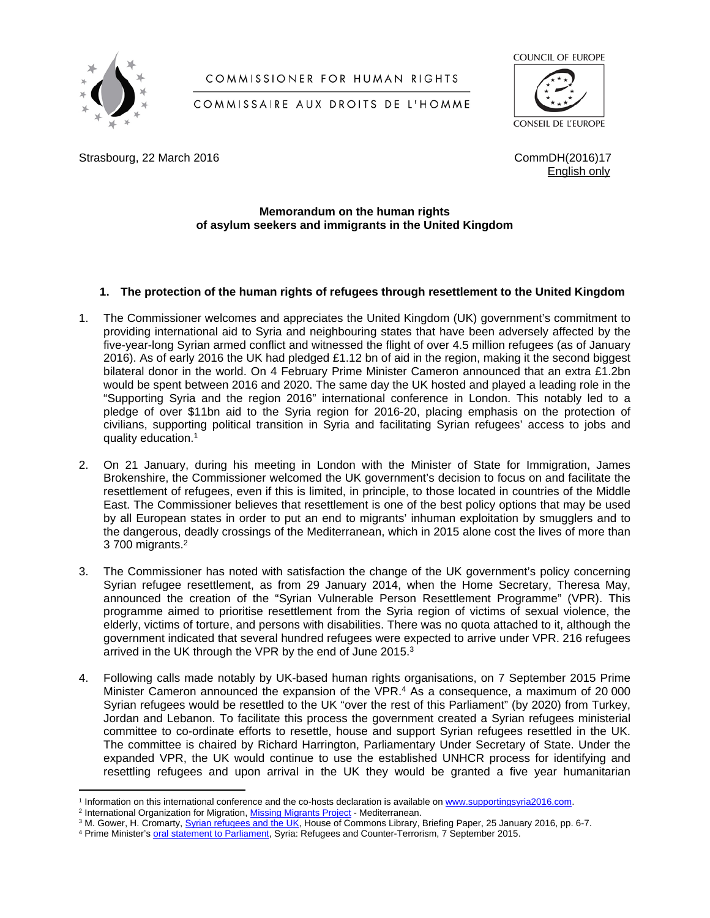COMMISSIONER FOR HUMAN RIGHTS

COMMISSAIRE AUX DROITS DE L'HOMME

COUNCIL OF EUROPE

CONSEIL DE L'EUROPE

Strasbourg, 22 March 2016

CommDH(2016)17
English only

**Memorandum on the human rights of asylum seekers and immigrants in the United Kingdom**

## 1. The protection of the human rights of refugees through resettlement to the United Kingdom

1. The Commissioner welcomes and appreciates the United Kingdom (UK) government's commitment to providing international aid to Syria and neighbouring states that have been adversely affected by the five-year-long Syrian armed conflict and witnessed the flight of over 4.5 million refugees (as of January 2016). As of early 2016 the UK had pledged £1.12 bn of aid in the region, making it the second biggest bilateral donor in the world. On 4 February Prime Minister Cameron announced that an extra £1.2bn would be spent between 2016 and 2020. The same day the UK hosted and played a leading role in the "Supporting Syria and the region 2016" international conference in London. This notably led to a pledge of over $11bn aid to the Syria region for 2016-20, placing emphasis on the protection of civilians, supporting political transition in Syria and facilitating Syrian refugees' access to jobs and quality education.[1]

2. On 21 January, during his meeting in London with the Minister of State for Immigration, James Brokenshire, the Commissioner welcomed the UK government's decision to focus on and facilitate the resettlement of refugees, even if this is limited, in principle, to those located in countries of the Middle East. The Commissioner believes that resettlement is one of the best policy options that may be used by all European states in order to put an end to migrants' inhuman exploitation by smugglers and to the dangerous, deadly crossings of the Mediterranean, which in 2015 alone cost the lives of more than 3 700 migrants.[2]

3. The Commissioner has noted with satisfaction the change of the UK government's policy concerning Syrian refugee resettlement, as from 29 January 2014, when the Home Secretary, Theresa May, announced the creation of the "Syrian Vulnerable Person Resettlement Programme" (VPR). This programme aimed to prioritise resettlement from the Syria region of victims of sexual violence, the elderly, victims of torture, and persons with disabilities. There was no quota attached to it, although the government indicated that several hundred refugees were expected to arrive under VPR. 216 refugees arrived in the UK through the VPR by the end of June 2015.[3]

4. Following calls made notably by UK-based human rights organisations, on 7 September 2015 Prime Minister Cameron announced the expansion of the VPR.[4] As a consequence, a maximum of 20 000 Syrian refugees would be resettled to the UK "over the rest of this Parliament" (by 2020) from Turkey, Jordan and Lebanon. To facilitate this process the government created a Syrian refugees ministerial committee to co-ordinate efforts to resettle, house and support Syrian refugees resettled in the UK. The committee is chaired by Richard Harrington, Parliamentary Under Secretary of State. Under the expanded VPR, the UK would continue to use the established UNHCR process for identifying and resettling refugees and upon arrival in the UK they would be granted a five year humanitarian

---

[1] Information on this international conference and the co-hosts declaration is available on www.supportingsyria2016.com.

[2] International Organization for Migration, Missing Migrants Project - Mediterranean.

[3] M. Gower, H. Cromarty, Syrian refugees and the UK, House of Commons Library, Briefing Paper, 25 January 2016, pp. 6-7.

[4] Prime Minister's oral statement to Parliament, Syria: Refugees and Counter-Terrorism, 7 September 2015.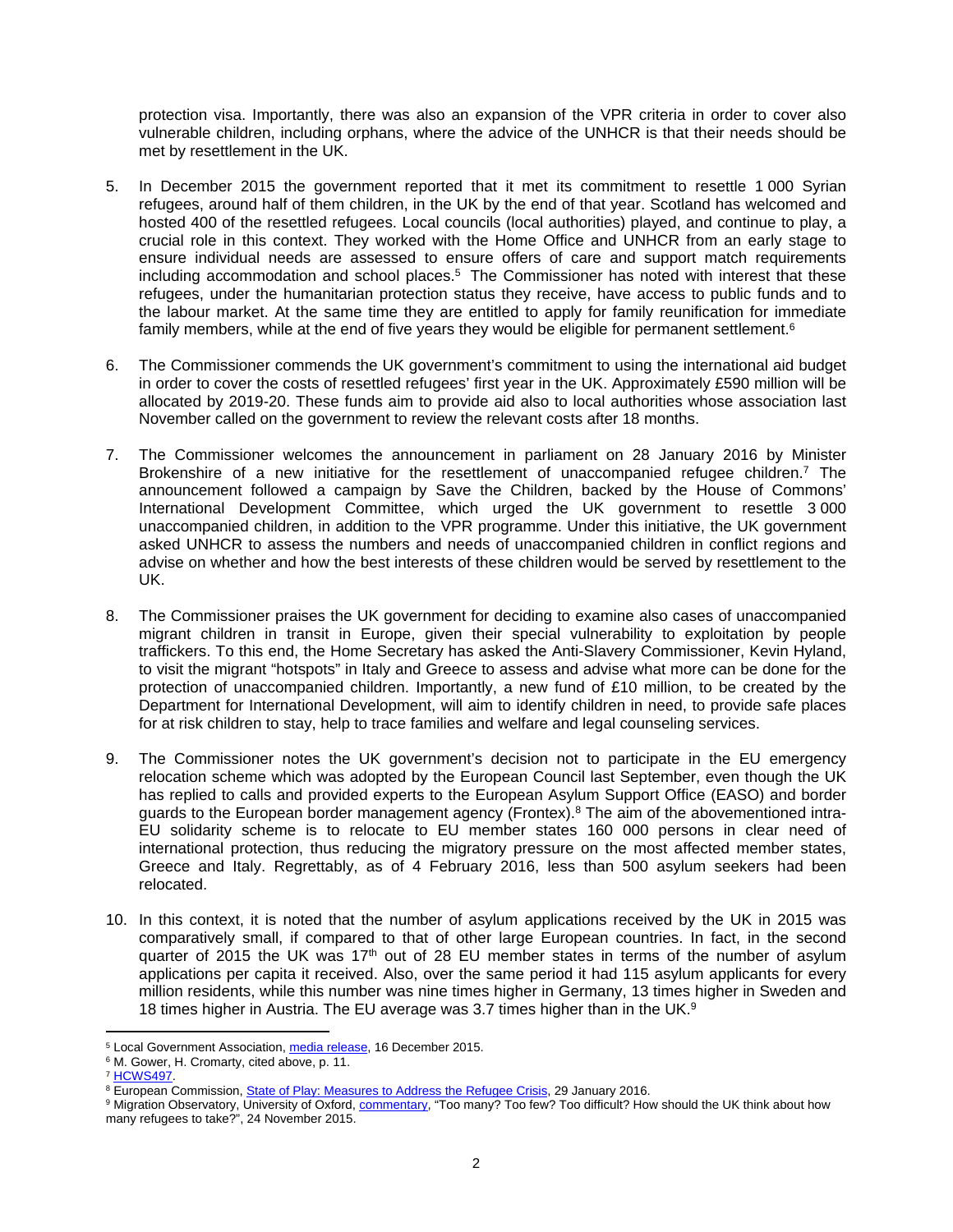protection visa. Importantly, there was also an expansion of the VPR criteria in order to cover also vulnerable children, including orphans, where the advice of the UNHCR is that their needs should be met by resettlement in the UK.

5. In December 2015 the government reported that it met its commitment to resettle 1 000 Syrian refugees, around half of them children, in the UK by the end of that year. Scotland has welcomed and hosted 400 of the resettled refugees. Local councils (local authorities) played, and continue to play, a crucial role in this context. They worked with the Home Office and UNHCR from an early stage to ensure individual needs are assessed to ensure offers of care and support match requirements including accommodation and school places.[5] The Commissioner has noted with interest that these refugees, under the humanitarian protection status they receive, have access to public funds and to the labour market. At the same time they are entitled to apply for family reunification for immediate family members, while at the end of five years they would be eligible for permanent settlement.[6]

6. The Commissioner commends the UK government's commitment to using the international aid budget in order to cover the costs of resettled refugees' first year in the UK. Approximately £590 million will be allocated by 2019-20. These funds aim to provide aid also to local authorities whose association last November called on the government to review the relevant costs after 18 months.

7. The Commissioner welcomes the announcement in parliament on 28 January 2016 by Minister Brokenshire of a new initiative for the resettlement of unaccompanied refugee children.[7] The announcement followed a campaign by Save the Children, backed by the House of Commons' International Development Committee, which urged the UK government to resettle 3 000 unaccompanied children, in addition to the VPR programme. Under this initiative, the UK government asked UNHCR to assess the numbers and needs of unaccompanied children in conflict regions and advise on whether and how the best interests of these children would be served by resettlement to the UK.

8. The Commissioner praises the UK government for deciding to examine also cases of unaccompanied migrant children in transit in Europe, given their special vulnerability to exploitation by people traffickers. To this end, the Home Secretary has asked the Anti-Slavery Commissioner, Kevin Hyland, to visit the migrant "hotspots" in Italy and Greece to assess and advise what more can be done for the protection of unaccompanied children. Importantly, a new fund of £10 million, to be created by the Department for International Development, will aim to identify children in need, to provide safe places for at risk children to stay, help to trace families and welfare and legal counseling services.

9. The Commissioner notes the UK government's decision not to participate in the EU emergency relocation scheme which was adopted by the European Council last September, even though the UK has replied to calls and provided experts to the European Asylum Support Office (EASO) and border guards to the European border management agency (Frontex).[8] The aim of the abovementioned intra-EU solidarity scheme is to relocate to EU member states 160 000 persons in clear need of international protection, thus reducing the migratory pressure on the most affected member states, Greece and Italy. Regrettably, as of 4 February 2016, less than 500 asylum seekers had been relocated.

10. In this context, it is noted that the number of asylum applications received by the UK in 2015 was comparatively small, if compared to that of other large European countries. In fact, in the second quarter of 2015 the UK was 17th out of 28 EU member states in terms of the number of asylum applications per capita it received. Also, over the same period it had 115 asylum applicants for every million residents, while this number was nine times higher in Germany, 13 times higher in Sweden and 18 times higher in Austria. The EU average was 3.7 times higher than in the UK.[9]

---

[5] Local Government Association, media release, 16 December 2015.

[6] M. Gower, H. Cromarty, cited above, p. 11.

[7] HCWS497.

[8] European Commission, State of Play: Measures to Address the Refugee Crisis, 29 January 2016.

[9] Migration Observatory, University of Oxford, commentary, "Too many? Too few? Too difficult? How should the UK think about how many refugees to take?", 24 November 2015.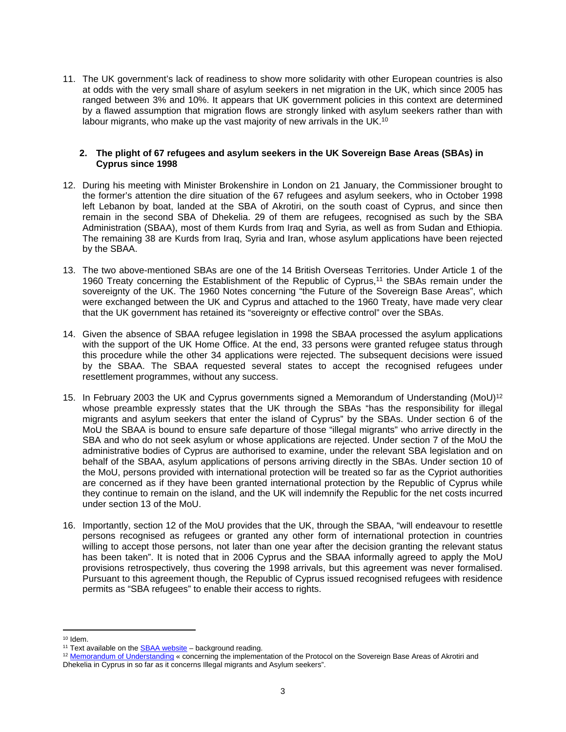11. The UK government's lack of readiness to show more solidarity with other European countries is also at odds with the very small share of asylum seekers in net migration in the UK, which since 2005 has ranged between 3% and 10%. It appears that UK government policies in this context are determined by a flawed assumption that migration flows are strongly linked with asylum seekers rather than with labour migrants, who make up the vast majority of new arrivals in the UK.[10]

**2. The plight of 67 refugees and asylum seekers in the UK Sovereign Base Areas (SBAs) in Cyprus since 1998**

12. During his meeting with Minister Brokenshire in London on 21 January, the Commissioner brought to the former's attention the dire situation of the 67 refugees and asylum seekers, who in October 1998 left Lebanon by boat, landed at the SBA of Akrotiri, on the south coast of Cyprus, and since then remain in the second SBA of Dhekelia. 29 of them are refugees, recognised as such by the SBA Administration (SBAA), most of them Kurds from Iraq and Syria, as well as from Sudan and Ethiopia. The remaining 38 are Kurds from Iraq, Syria and Iran, whose asylum applications have been rejected by the SBAA.

13. The two above-mentioned SBAs are one of the 14 British Overseas Territories. Under Article 1 of the 1960 Treaty concerning the Establishment of the Republic of Cyprus,[11] the SBAs remain under the sovereignty of the UK. The 1960 Notes concerning "the Future of the Sovereign Base Areas", which were exchanged between the UK and Cyprus and attached to the 1960 Treaty, have made very clear that the UK government has retained its "sovereignty or effective control" over the SBAs.

14. Given the absence of SBAA refugee legislation in 1998 the SBAA processed the asylum applications with the support of the UK Home Office. At the end, 33 persons were granted refugee status through this procedure while the other 34 applications were rejected. The subsequent decisions were issued by the SBAA. The SBAA requested several states to accept the recognised refugees under resettlement programmes, without any success.

15. In February 2003 the UK and Cyprus governments signed a Memorandum of Understanding (MoU)[12] whose preamble expressly states that the UK through the SBAs "has the responsibility for illegal migrants and asylum seekers that enter the island of Cyprus" by the SBAs. Under section 6 of the MoU the SBAA is bound to ensure safe departure of those "illegal migrants" who arrive directly in the SBA and who do not seek asylum or whose applications are rejected. Under section 7 of the MoU the administrative bodies of Cyprus are authorised to examine, under the relevant SBA legislation and on behalf of the SBAA, asylum applications of persons arriving directly in the SBAs. Under section 10 of the MoU, persons provided with international protection will be treated so far as the Cypriot authorities are concerned as if they have been granted international protection by the Republic of Cyprus while they continue to remain on the island, and the UK will indemnify the Republic for the net costs incurred under section 13 of the MoU.

16. Importantly, section 12 of the MoU provides that the UK, through the SBAA, "will endeavour to resettle persons recognised as refugees or granted any other form of international protection in countries willing to accept those persons, not later than one year after the decision granting the relevant status has been taken". It is noted that in 2006 Cyprus and the SBAA informally agreed to apply the MoU provisions retrospectively, thus covering the 1998 arrivals, but this agreement was never formalised. Pursuant to this agreement though, the Republic of Cyprus issued recognised refugees with residence permits as "SBA refugees" to enable their access to rights.

---

[10] Idem.

[11] Text available on the SBAA website – background reading.

[12] Memorandum of Understanding « concerning the implementation of the Protocol on the Sovereign Base Areas of Akrotiri and Dhekelia in Cyprus in so far as it concerns Illegal migrants and Asylum seekers".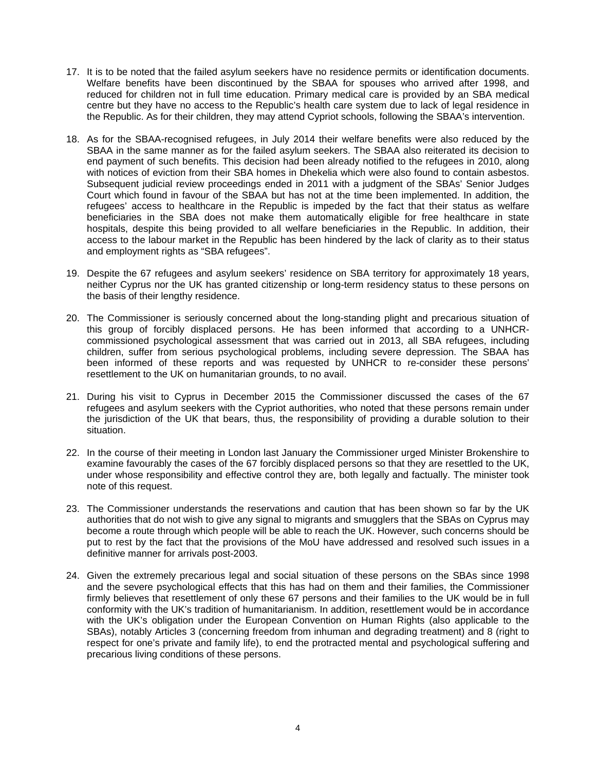17. It is to be noted that the failed asylum seekers have no residence permits or identification documents. Welfare benefits have been discontinued by the SBAA for spouses who arrived after 1998, and reduced for children not in full time education. Primary medical care is provided by an SBA medical centre but they have no access to the Republic's health care system due to lack of legal residence in the Republic. As for their children, they may attend Cypriot schools, following the SBAA's intervention.

18. As for the SBAA-recognised refugees, in July 2014 their welfare benefits were also reduced by the SBAA in the same manner as for the failed asylum seekers. The SBAA also reiterated its decision to end payment of such benefits. This decision had been already notified to the refugees in 2010, along with notices of eviction from their SBA homes in Dhekelia which were also found to contain asbestos. Subsequent judicial review proceedings ended in 2011 with a judgment of the SBAs' Senior Judges Court which found in favour of the SBAA but has not at the time been implemented. In addition, the refugees' access to healthcare in the Republic is impeded by the fact that their status as welfare beneficiaries in the SBA does not make them automatically eligible for free healthcare in state hospitals, despite this being provided to all welfare beneficiaries in the Republic. In addition, their access to the labour market in the Republic has been hindered by the lack of clarity as to their status and employment rights as "SBA refugees".

19. Despite the 67 refugees and asylum seekers' residence on SBA territory for approximately 18 years, neither Cyprus nor the UK has granted citizenship or long-term residency status to these persons on the basis of their lengthy residence.

20. The Commissioner is seriously concerned about the long-standing plight and precarious situation of this group of forcibly displaced persons. He has been informed that according to a UNHCR-commissioned psychological assessment that was carried out in 2013, all SBA refugees, including children, suffer from serious psychological problems, including severe depression. The SBAA has been informed of these reports and was requested by UNHCR to re-consider these persons' resettlement to the UK on humanitarian grounds, to no avail.

21. During his visit to Cyprus in December 2015 the Commissioner discussed the cases of the 67 refugees and asylum seekers with the Cypriot authorities, who noted that these persons remain under the jurisdiction of the UK that bears, thus, the responsibility of providing a durable solution to their situation.

22. In the course of their meeting in London last January the Commissioner urged Minister Brokenshire to examine favourably the cases of the 67 forcibly displaced persons so that they are resettled to the UK, under whose responsibility and effective control they are, both legally and factually. The minister took note of this request.

23. The Commissioner understands the reservations and caution that has been shown so far by the UK authorities that do not wish to give any signal to migrants and smugglers that the SBAs on Cyprus may become a route through which people will be able to reach the UK. However, such concerns should be put to rest by the fact that the provisions of the MoU have addressed and resolved such issues in a definitive manner for arrivals post-2003.

24. Given the extremely precarious legal and social situation of these persons on the SBAs since 1998 and the severe psychological effects that this has had on them and their families, the Commissioner firmly believes that resettlement of only these 67 persons and their families to the UK would be in full conformity with the UK's tradition of humanitarianism. In addition, resettlement would be in accordance with the UK's obligation under the European Convention on Human Rights (also applicable to the SBAs), notably Articles 3 (concerning freedom from inhuman and degrading treatment) and 8 (right to respect for one's private and family life), to end the protracted mental and psychological suffering and precarious living conditions of these persons.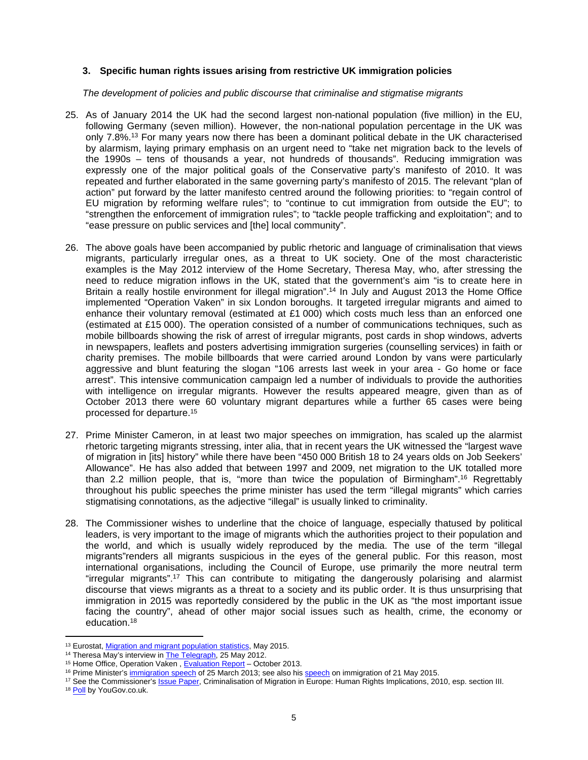### 3. Specific human rights issues arising from restrictive UK immigration policies

*The development of policies and public discourse that criminalise and stigmatise migrants*

25. As of January 2014 the UK had the second largest non-national population (five million) in the EU, following Germany (seven million). However, the non-national population percentage in the UK was only 7.8%.[13] For many years now there has been a dominant political debate in the UK characterised by alarmism, laying primary emphasis on an urgent need to "take net migration back to the levels of the 1990s – tens of thousands a year, not hundreds of thousands". Reducing immigration was expressly one of the major political goals of the Conservative party's manifesto of 2010. It was repeated and further elaborated in the same governing party's manifesto of 2015. The relevant "plan of action" put forward by the latter manifesto centred around the following priorities: to "regain control of EU migration by reforming welfare rules"; to "continue to cut immigration from outside the EU"; to "strengthen the enforcement of immigration rules"; to "tackle people trafficking and exploitation"; and to "ease pressure on public services and [the] local community".

26. The above goals have been accompanied by public rhetoric and language of criminalisation that views migrants, particularly irregular ones, as a threat to UK society. One of the most characteristic examples is the May 2012 interview of the Home Secretary, Theresa May, who, after stressing the need to reduce migration inflows in the UK, stated that the government's aim "is to create here in Britain a really hostile environment for illegal migration".[14] In July and August 2013 the Home Office implemented "Operation Vaken" in six London boroughs. It targeted irregular migrants and aimed to enhance their voluntary removal (estimated at £1 000) which costs much less than an enforced one (estimated at £15 000). The operation consisted of a number of communications techniques, such as mobile billboards showing the risk of arrest of irregular migrants, post cards in shop windows, adverts in newspapers, leaflets and posters advertising immigration surgeries (counselling services) in faith or charity premises. The mobile billboards that were carried around London by vans were particularly aggressive and blunt featuring the slogan "106 arrests last week in your area - Go home or face arrest". This intensive communication campaign led a number of individuals to provide the authorities with intelligence on irregular migrants. However the results appeared meagre, given than as of October 2013 there were 60 voluntary migrant departures while a further 65 cases were being processed for departure.[15]

27. Prime Minister Cameron, in at least two major speeches on immigration, has scaled up the alarmist rhetoric targeting migrants stressing, inter alia, that in recent years the UK witnessed the "largest wave of migration in [its] history" while there have been "450 000 British 18 to 24 years olds on Job Seekers' Allowance". He has also added that between 1997 and 2009, net migration to the UK totalled more than 2.2 million people, that is, "more than twice the population of Birmingham".[16] Regrettably throughout his public speeches the prime minister has used the term "illegal migrants" which carries stigmatising connotations, as the adjective "illegal" is usually linked to criminality.

28. The Commissioner wishes to underline that the choice of language, especially thatused by political leaders, is very important to the image of migrants which the authorities project to their population and the world, and which is usually widely reproduced by the media. The use of the term "illegal migrants"renders all migrants suspicious in the eyes of the general public. For this reason, most international organisations, including the Council of Europe, use primarily the more neutral term "irregular migrants".[17] This can contribute to mitigating the dangerously polarising and alarmist discourse that views migrants as a threat to a society and its public order. It is thus unsurprising that immigration in 2015 was reportedly considered by the public in the UK as "the most important issue facing the country", ahead of other major social issues such as health, crime, the economy or education.[18]

---

[13] Eurostat, Migration and migrant population statistics, May 2015.
[14] Theresa May's interview in The Telegraph, 25 May 2012.
[15] Home Office, Operation Vaken , Evaluation Report – October 2013.
[16] Prime Minister's immigration speech of 25 March 2013; see also his speech on immigration of 21 May 2015.
[17] See the Commissioner's Issue Paper, Criminalisation of Migration in Europe: Human Rights Implications, 2010, esp. section III.
[18] Poll by YouGov.co.uk.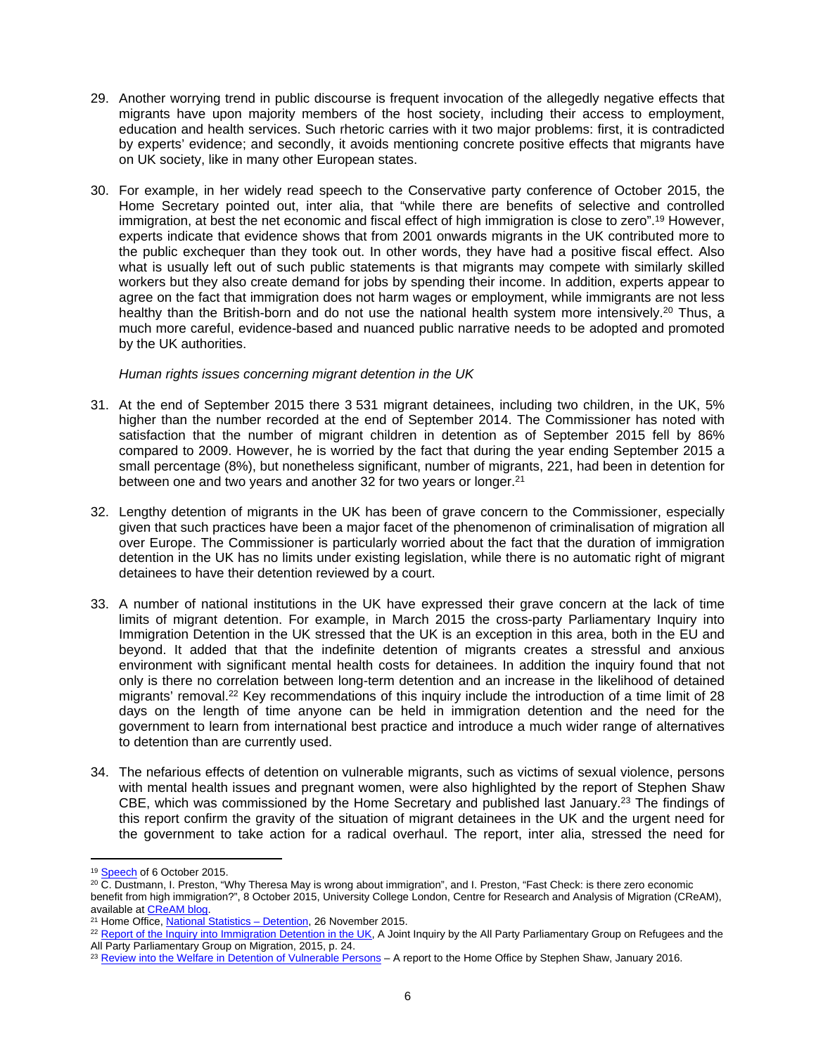29. Another worrying trend in public discourse is frequent invocation of the allegedly negative effects that migrants have upon majority members of the host society, including their access to employment, education and health services. Such rhetoric carries with it two major problems: first, it is contradicted by experts' evidence; and secondly, it avoids mentioning concrete positive effects that migrants have on UK society, like in many other European states.

30. For example, in her widely read speech to the Conservative party conference of October 2015, the Home Secretary pointed out, inter alia, that "while there are benefits of selective and controlled immigration, at best the net economic and fiscal effect of high immigration is close to zero".[19] However, experts indicate that evidence shows that from 2001 onwards migrants in the UK contributed more to the public exchequer than they took out. In other words, they have had a positive fiscal effect. Also what is usually left out of such public statements is that migrants may compete with similarly skilled workers but they also create demand for jobs by spending their income. In addition, experts appear to agree on the fact that immigration does not harm wages or employment, while immigrants are not less healthy than the British-born and do not use the national health system more intensively.[20] Thus, a much more careful, evidence-based and nuanced public narrative needs to be adopted and promoted by the UK authorities.

*Human rights issues concerning migrant detention in the UK*

31. At the end of September 2015 there 3 531 migrant detainees, including two children, in the UK, 5% higher than the number recorded at the end of September 2014. The Commissioner has noted with satisfaction that the number of migrant children in detention as of September 2015 fell by 86% compared to 2009. However, he is worried by the fact that during the year ending September 2015 a small percentage (8%), but nonetheless significant, number of migrants, 221, had been in detention for between one and two years and another 32 for two years or longer.[21]

32. Lengthy detention of migrants in the UK has been of grave concern to the Commissioner, especially given that such practices have been a major facet of the phenomenon of criminalisation of migration all over Europe. The Commissioner is particularly worried about the fact that the duration of immigration detention in the UK has no limits under existing legislation, while there is no automatic right of migrant detainees to have their detention reviewed by a court.

33. A number of national institutions in the UK have expressed their grave concern at the lack of time limits of migrant detention. For example, in March 2015 the cross-party Parliamentary Inquiry into Immigration Detention in the UK stressed that the UK is an exception in this area, both in the EU and beyond. It added that that the indefinite detention of migrants creates a stressful and anxious environment with significant mental health costs for detainees. In addition the inquiry found that not only is there no correlation between long-term detention and an increase in the likelihood of detained migrants' removal.[22] Key recommendations of this inquiry include the introduction of a time limit of 28 days on the length of time anyone can be held in immigration detention and the need for the government to learn from international best practice and introduce a much wider range of alternatives to detention than are currently used.

34. The nefarious effects of detention on vulnerable migrants, such as victims of sexual violence, persons with mental health issues and pregnant women, were also highlighted by the report of Stephen Shaw CBE, which was commissioned by the Home Secretary and published last January.[23] The findings of this report confirm the gravity of the situation of migrant detainees in the UK and the urgent need for the government to take action for a radical overhaul. The report, inter alia, stressed the need for

---

[19] Speech of 6 October 2015.

[20] C. Dustmann, I. Preston, "Why Theresa May is wrong about immigration", and I. Preston, "Fast Check: is there zero economic benefit from high immigration?", 8 October 2015, University College London, Centre for Research and Analysis of Migration (CReAM), available at CReAM blog.

[21] Home Office, National Statistics – Detention, 26 November 2015.

[22] Report of the Inquiry into Immigration Detention in the UK, A Joint Inquiry by the All Party Parliamentary Group on Refugees and the All Party Parliamentary Group on Migration, 2015, p. 24.

[23] Review into the Welfare in Detention of Vulnerable Persons – A report to the Home Office by Stephen Shaw, January 2016.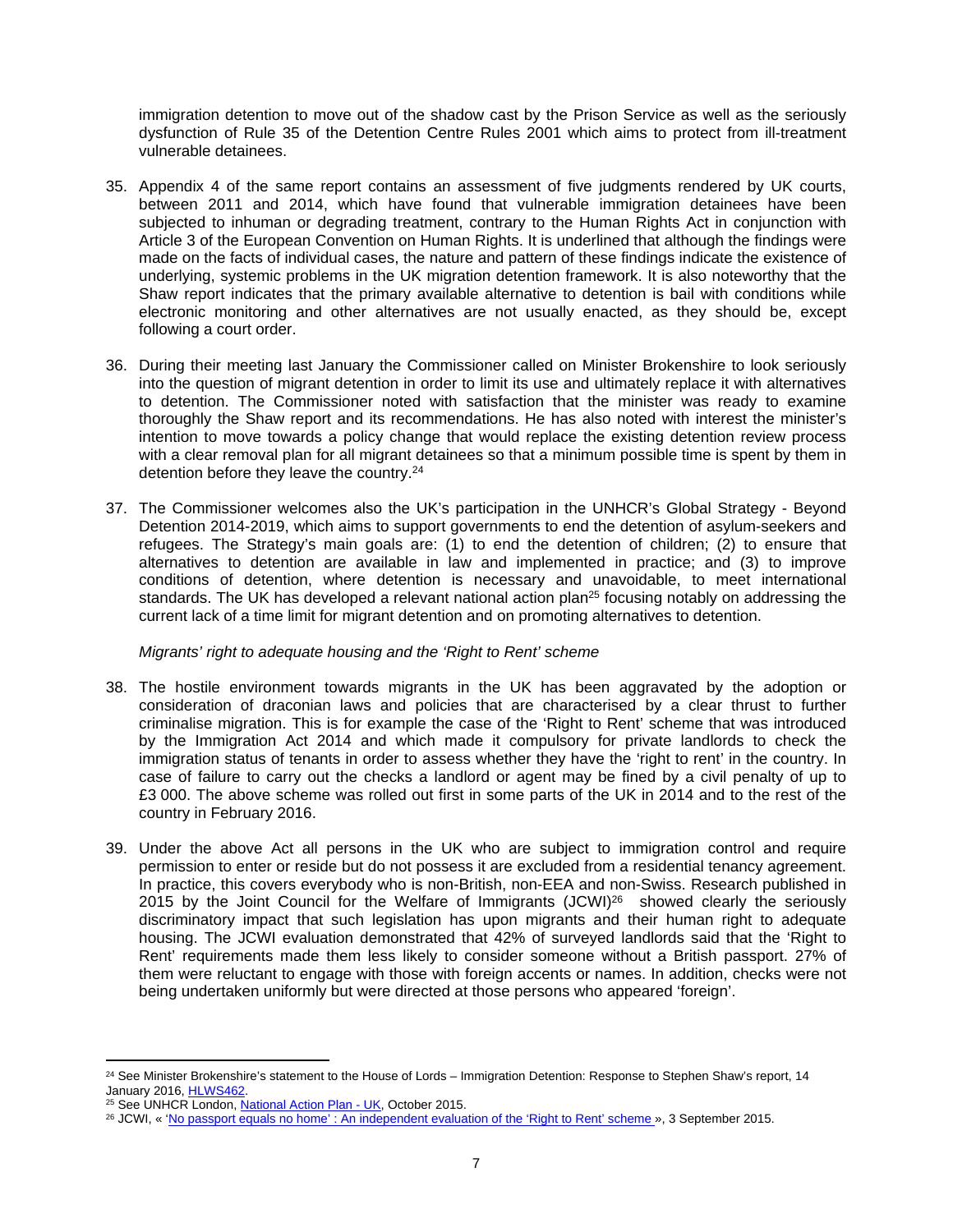immigration detention to move out of the shadow cast by the Prison Service as well as the seriously dysfunction of Rule 35 of the Detention Centre Rules 2001 which aims to protect from ill-treatment vulnerable detainees.

35. Appendix 4 of the same report contains an assessment of five judgments rendered by UK courts, between 2011 and 2014, which have found that vulnerable immigration detainees have been subjected to inhuman or degrading treatment, contrary to the Human Rights Act in conjunction with Article 3 of the European Convention on Human Rights. It is underlined that although the findings were made on the facts of individual cases, the nature and pattern of these findings indicate the existence of underlying, systemic problems in the UK migration detention framework. It is also noteworthy that the Shaw report indicates that the primary available alternative to detention is bail with conditions while electronic monitoring and other alternatives are not usually enacted, as they should be, except following a court order.

36. During their meeting last January the Commissioner called on Minister Brokenshire to look seriously into the question of migrant detention in order to limit its use and ultimately replace it with alternatives to detention. The Commissioner noted with satisfaction that the minister was ready to examine thoroughly the Shaw report and its recommendations. He has also noted with interest the minister's intention to move towards a policy change that would replace the existing detention review process with a clear removal plan for all migrant detainees so that a minimum possible time is spent by them in detention before they leave the country.[24]

37. The Commissioner welcomes also the UK's participation in the UNHCR's Global Strategy - Beyond Detention 2014-2019, which aims to support governments to end the detention of asylum-seekers and refugees. The Strategy's main goals are: (1) to end the detention of children; (2) to ensure that alternatives to detention are available in law and implemented in practice; and (3) to improve conditions of detention, where detention is necessary and unavoidable, to meet international standards. The UK has developed a relevant national action plan[25] focusing notably on addressing the current lack of a time limit for migrant detention and on promoting alternatives to detention.

*Migrants' right to adequate housing and the 'Right to Rent' scheme*

38. The hostile environment towards migrants in the UK has been aggravated by the adoption or consideration of draconian laws and policies that are characterised by a clear thrust to further criminalise migration. This is for example the case of the 'Right to Rent' scheme that was introduced by the Immigration Act 2014 and which made it compulsory for private landlords to check the immigration status of tenants in order to assess whether they have the 'right to rent' in the country. In case of failure to carry out the checks a landlord or agent may be fined by a civil penalty of up to £3 000. The above scheme was rolled out first in some parts of the UK in 2014 and to the rest of the country in February 2016.

39. Under the above Act all persons in the UK who are subject to immigration control and require permission to enter or reside but do not possess it are excluded from a residential tenancy agreement. In practice, this covers everybody who is non-British, non-EEA and non-Swiss. Research published in 2015 by the Joint Council for the Welfare of Immigrants (JCWI)[26] showed clearly the seriously discriminatory impact that such legislation has upon migrants and their human right to adequate housing. The JCWI evaluation demonstrated that 42% of surveyed landlords said that the 'Right to Rent' requirements made them less likely to consider someone without a British passport. 27% of them were reluctant to engage with those with foreign accents or names. In addition, checks were not being undertaken uniformly but were directed at those persons who appeared 'foreign'.

---

[24] See Minister Brokenshire's statement to the House of Lords – Immigration Detention: Response to Stephen Shaw's report, 14 January 2016, HLWS462.

[25] See UNHCR London, National Action Plan - UK, October 2015.

[26] JCWI, « 'No passport equals no home' : An independent evaluation of the 'Right to Rent' scheme », 3 September 2015.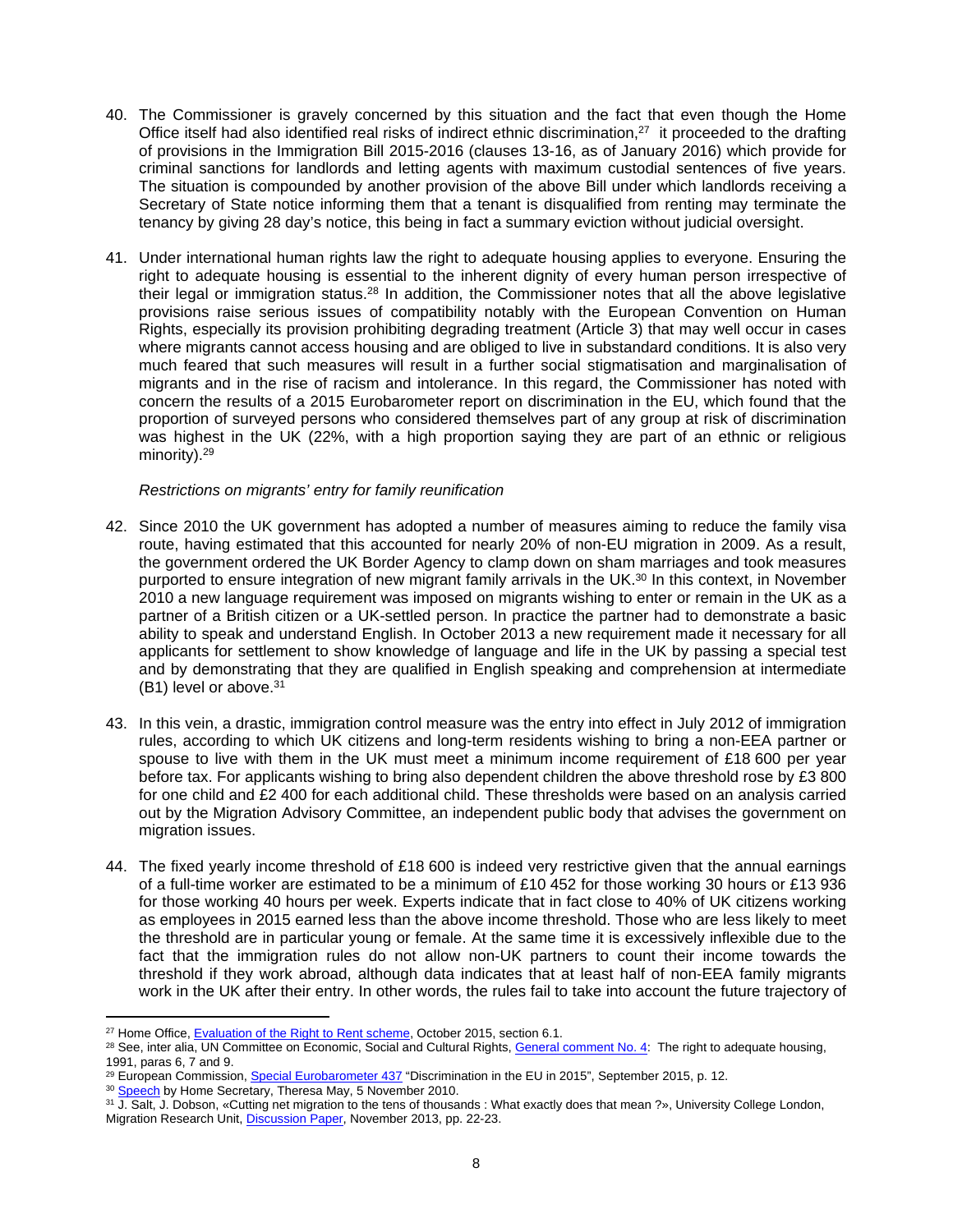40. The Commissioner is gravely concerned by this situation and the fact that even though the Home Office itself had also identified real risks of indirect ethnic discrimination,[27] it proceeded to the drafting of provisions in the Immigration Bill 2015-2016 (clauses 13-16, as of January 2016) which provide for criminal sanctions for landlords and letting agents with maximum custodial sentences of five years. The situation is compounded by another provision of the above Bill under which landlords receiving a Secretary of State notice informing them that a tenant is disqualified from renting may terminate the tenancy by giving 28 day's notice, this being in fact a summary eviction without judicial oversight.

41. Under international human rights law the right to adequate housing applies to everyone. Ensuring the right to adequate housing is essential to the inherent dignity of every human person irrespective of their legal or immigration status.[28] In addition, the Commissioner notes that all the above legislative provisions raise serious issues of compatibility notably with the European Convention on Human Rights, especially its provision prohibiting degrading treatment (Article 3) that may well occur in cases where migrants cannot access housing and are obliged to live in substandard conditions. It is also very much feared that such measures will result in a further social stigmatisation and marginalisation of migrants and in the rise of racism and intolerance. In this regard, the Commissioner has noted with concern the results of a 2015 Eurobarometer report on discrimination in the EU, which found that the proportion of surveyed persons who considered themselves part of any group at risk of discrimination was highest in the UK (22%, with a high proportion saying they are part of an ethnic or religious minority).[29]

*Restrictions on migrants' entry for family reunification*

42. Since 2010 the UK government has adopted a number of measures aiming to reduce the family visa route, having estimated that this accounted for nearly 20% of non-EU migration in 2009. As a result, the government ordered the UK Border Agency to clamp down on sham marriages and took measures purported to ensure integration of new migrant family arrivals in the UK.[30] In this context, in November 2010 a new language requirement was imposed on migrants wishing to enter or remain in the UK as a partner of a British citizen or a UK-settled person. In practice the partner had to demonstrate a basic ability to speak and understand English. In October 2013 a new requirement made it necessary for all applicants for settlement to show knowledge of language and life in the UK by passing a special test and by demonstrating that they are qualified in English speaking and comprehension at intermediate (B1) level or above.[31]

43. In this vein, a drastic, immigration control measure was the entry into effect in July 2012 of immigration rules, according to which UK citizens and long-term residents wishing to bring a non-EEA partner or spouse to live with them in the UK must meet a minimum income requirement of £18 600 per year before tax. For applicants wishing to bring also dependent children the above threshold rose by £3 800 for one child and £2 400 for each additional child. These thresholds were based on an analysis carried out by the Migration Advisory Committee, an independent public body that advises the government on migration issues.

44. The fixed yearly income threshold of £18 600 is indeed very restrictive given that the annual earnings of a full-time worker are estimated to be a minimum of £10 452 for those working 30 hours or £13 936 for those working 40 hours per week. Experts indicate that in fact close to 40% of UK citizens working as employees in 2015 earned less than the above income threshold. Those who are less likely to meet the threshold are in particular young or female. At the same time it is excessively inflexible due to the fact that the immigration rules do not allow non-UK partners to count their income towards the threshold if they work abroad, although data indicates that at least half of non-EEA family migrants work in the UK after their entry. In other words, the rules fail to take into account the future trajectory of

---

[27] Home Office, Evaluation of the Right to Rent scheme, October 2015, section 6.1.

[28] See, inter alia, UN Committee on Economic, Social and Cultural Rights, General comment No. 4: The right to adequate housing, 1991, paras 6, 7 and 9.

[29] European Commission, Special Eurobarometer 437 "Discrimination in the EU in 2015", September 2015, p. 12.

[30] Speech by Home Secretary, Theresa May, 5 November 2010.

[31] J. Salt, J. Dobson, «Cutting net migration to the tens of thousands : What exactly does that mean ?», University College London, Migration Research Unit, Discussion Paper, November 2013, pp. 22-23.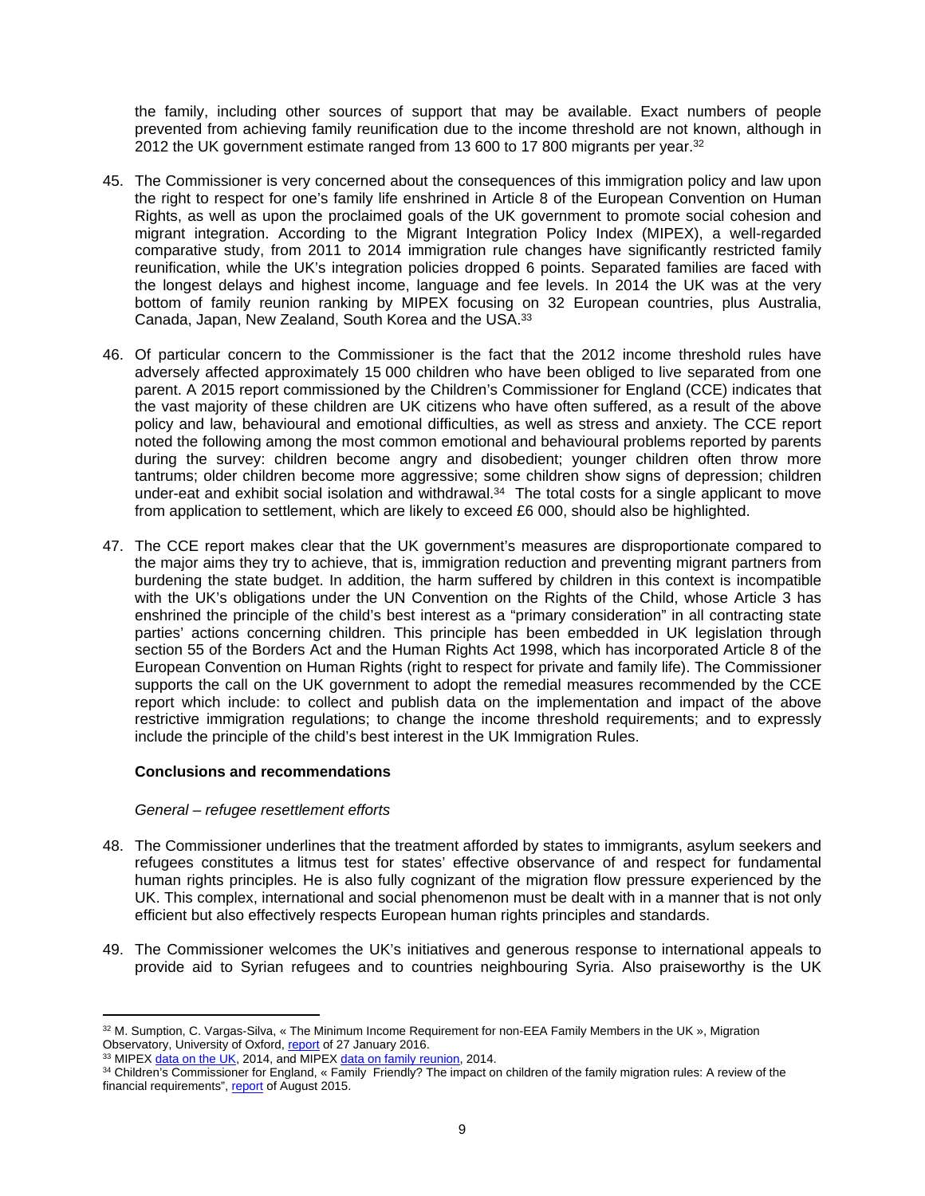the family, including other sources of support that may be available. Exact numbers of people prevented from achieving family reunification due to the income threshold are not known, although in 2012 the UK government estimate ranged from 13 600 to 17 800 migrants per year.[32]

45. The Commissioner is very concerned about the consequences of this immigration policy and law upon the right to respect for one's family life enshrined in Article 8 of the European Convention on Human Rights, as well as upon the proclaimed goals of the UK government to promote social cohesion and migrant integration. According to the Migrant Integration Policy Index (MIPEX), a well-regarded comparative study, from 2011 to 2014 immigration rule changes have significantly restricted family reunification, while the UK's integration policies dropped 6 points. Separated families are faced with the longest delays and highest income, language and fee levels. In 2014 the UK was at the very bottom of family reunion ranking by MIPEX focusing on 32 European countries, plus Australia, Canada, Japan, New Zealand, South Korea and the USA.[33]

46. Of particular concern to the Commissioner is the fact that the 2012 income threshold rules have adversely affected approximately 15 000 children who have been obliged to live separated from one parent. A 2015 report commissioned by the Children's Commissioner for England (CCE) indicates that the vast majority of these children are UK citizens who have often suffered, as a result of the above policy and law, behavioural and emotional difficulties, as well as stress and anxiety. The CCE report noted the following among the most common emotional and behavioural problems reported by parents during the survey: children become angry and disobedient; younger children often throw more tantrums; older children become more aggressive; some children show signs of depression; children under-eat and exhibit social isolation and withdrawal.[34] The total costs for a single applicant to move from application to settlement, which are likely to exceed £6 000, should also be highlighted.

47. The CCE report makes clear that the UK government's measures are disproportionate compared to the major aims they try to achieve, that is, immigration reduction and preventing migrant partners from burdening the state budget. In addition, the harm suffered by children in this context is incompatible with the UK's obligations under the UN Convention on the Rights of the Child, whose Article 3 has enshrined the principle of the child's best interest as a "primary consideration" in all contracting state parties' actions concerning children. This principle has been embedded in UK legislation through section 55 of the Borders Act and the Human Rights Act 1998, which has incorporated Article 8 of the European Convention on Human Rights (right to respect for private and family life). The Commissioner supports the call on the UK government to adopt the remedial measures recommended by the CCE report which include: to collect and publish data on the implementation and impact of the above restrictive immigration regulations; to change the income threshold requirements; and to expressly include the principle of the child's best interest in the UK Immigration Rules.

**Conclusions and recommendations**

*General – refugee resettlement efforts*

48. The Commissioner underlines that the treatment afforded by states to immigrants, asylum seekers and refugees constitutes a litmus test for states' effective observance of and respect for fundamental human rights principles. He is also fully cognizant of the migration flow pressure experienced by the UK. This complex, international and social phenomenon must be dealt with in a manner that is not only efficient but also effectively respects European human rights principles and standards.

49. The Commissioner welcomes the UK's initiatives and generous response to international appeals to provide aid to Syrian refugees and to countries neighbouring Syria. Also praiseworthy is the UK

---

[32] M. Sumption, C. Vargas-Silva, « The Minimum Income Requirement for non-EEA Family Members in the UK », Migration Observatory, University of Oxford, report of 27 January 2016.

[33] MIPEX data on the UK, 2014, and MIPEX data on family reunion, 2014.

[34] Children's Commissioner for England, « Family Friendly? The impact on children of the family migration rules: A review of the financial requirements", report of August 2015.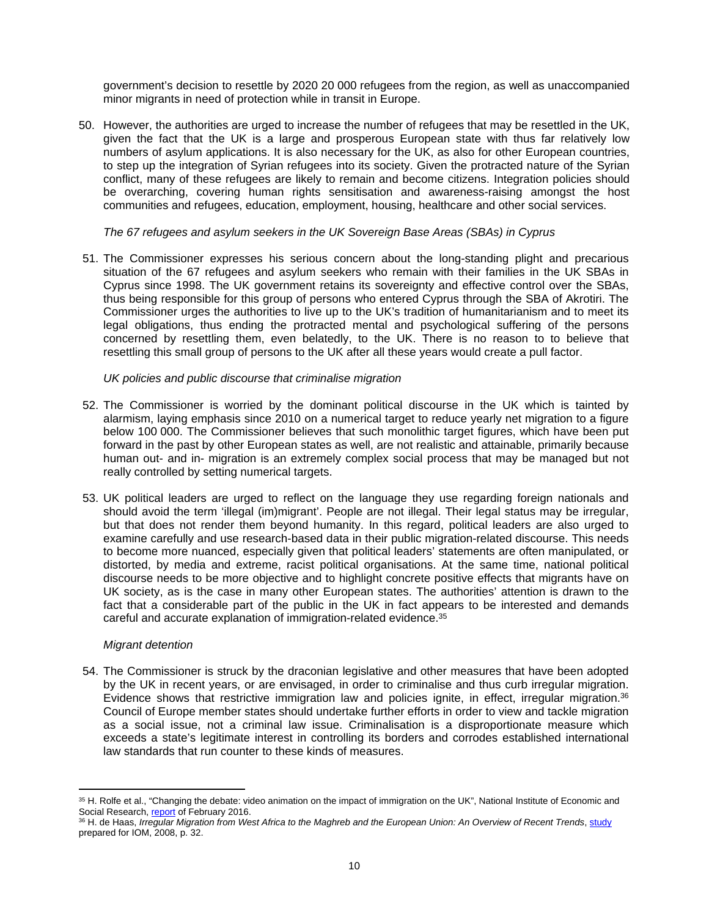government's decision to resettle by 2020 20 000 refugees from the region, as well as unaccompanied minor migrants in need of protection while in transit in Europe.

50. However, the authorities are urged to increase the number of refugees that may be resettled in the UK, given the fact that the UK is a large and prosperous European state with thus far relatively low numbers of asylum applications. It is also necessary for the UK, as also for other European countries, to step up the integration of Syrian refugees into its society. Given the protracted nature of the Syrian conflict, many of these refugees are likely to remain and become citizens. Integration policies should be overarching, covering human rights sensitisation and awareness-raising amongst the host communities and refugees, education, employment, housing, healthcare and other social services.

*The 67 refugees and asylum seekers in the UK Sovereign Base Areas (SBAs) in Cyprus*

51. The Commissioner expresses his serious concern about the long-standing plight and precarious situation of the 67 refugees and asylum seekers who remain with their families in the UK SBAs in Cyprus since 1998. The UK government retains its sovereignty and effective control over the SBAs, thus being responsible for this group of persons who entered Cyprus through the SBA of Akrotiri. The Commissioner urges the authorities to live up to the UK's tradition of humanitarianism and to meet its legal obligations, thus ending the protracted mental and psychological suffering of the persons concerned by resettling them, even belatedly, to the UK. There is no reason to to believe that resettling this small group of persons to the UK after all these years would create a pull factor.

*UK policies and public discourse that criminalise migration*

52. The Commissioner is worried by the dominant political discourse in the UK which is tainted by alarmism, laying emphasis since 2010 on a numerical target to reduce yearly net migration to a figure below 100 000. The Commissioner believes that such monolithic target figures, which have been put forward in the past by other European states as well, are not realistic and attainable, primarily because human out- and in- migration is an extremely complex social process that may be managed but not really controlled by setting numerical targets.

53. UK political leaders are urged to reflect on the language they use regarding foreign nationals and should avoid the term 'illegal (im)migrant'. People are not illegal. Their legal status may be irregular, but that does not render them beyond humanity. In this regard, political leaders are also urged to examine carefully and use research-based data in their public migration-related discourse. This needs to become more nuanced, especially given that political leaders' statements are often manipulated, or distorted, by media and extreme, racist political organisations. At the same time, national political discourse needs to be more objective and to highlight concrete positive effects that migrants have on UK society, as is the case in many other European states. The authorities' attention is drawn to the fact that a considerable part of the public in the UK in fact appears to be interested and demands careful and accurate explanation of immigration-related evidence.[35]

*Migrant detention*

54. The Commissioner is struck by the draconian legislative and other measures that have been adopted by the UK in recent years, or are envisaged, in order to criminalise and thus curb irregular migration. Evidence shows that restrictive immigration law and policies ignite, in effect, irregular migration.[36] Council of Europe member states should undertake further efforts in order to view and tackle migration as a social issue, not a criminal law issue. Criminalisation is a disproportionate measure which exceeds a state's legitimate interest in controlling its borders and corrodes established international law standards that run counter to these kinds of measures.

---

[35] H. Rolfe et al., "Changing the debate: video animation on the impact of immigration on the UK", National Institute of Economic and Social Research, report of February 2016.

[36] H. de Haas, *Irregular Migration from West Africa to the Maghreb and the European Union: An Overview of Recent Trends*, study prepared for IOM, 2008, p. 32.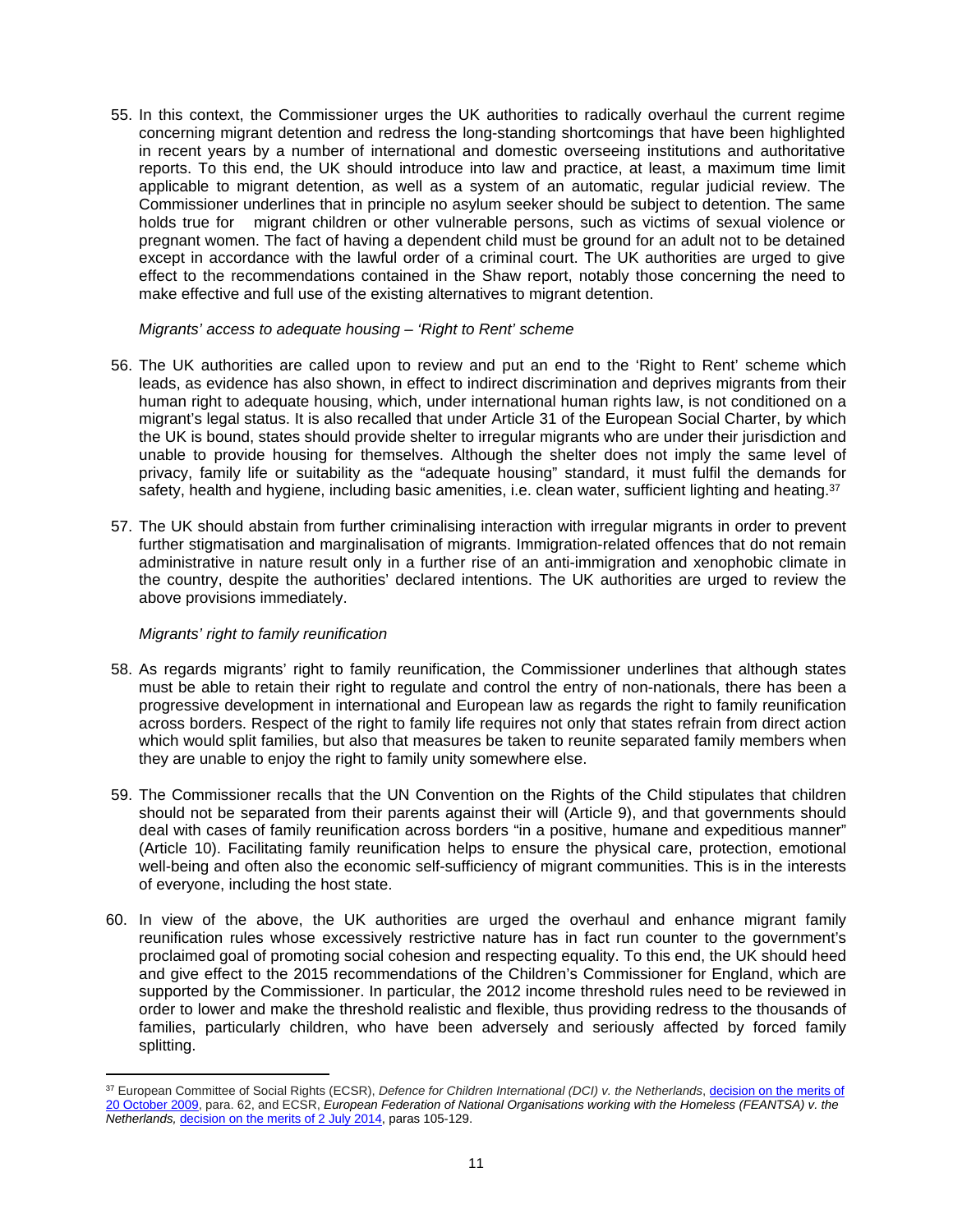55. In this context, the Commissioner urges the UK authorities to radically overhaul the current regime concerning migrant detention and redress the long-standing shortcomings that have been highlighted in recent years by a number of international and domestic overseeing institutions and authoritative reports. To this end, the UK should introduce into law and practice, at least, a maximum time limit applicable to migrant detention, as well as a system of an automatic, regular judicial review. The Commissioner underlines that in principle no asylum seeker should be subject to detention. The same holds true for migrant children or other vulnerable persons, such as victims of sexual violence or pregnant women. The fact of having a dependent child must be ground for an adult not to be detained except in accordance with the lawful order of a criminal court. The UK authorities are urged to give effect to the recommendations contained in the Shaw report, notably those concerning the need to make effective and full use of the existing alternatives to migrant detention.

*Migrants' access to adequate housing – 'Right to Rent' scheme*

56. The UK authorities are called upon to review and put an end to the 'Right to Rent' scheme which leads, as evidence has also shown, in effect to indirect discrimination and deprives migrants from their human right to adequate housing, which, under international human rights law, is not conditioned on a migrant's legal status. It is also recalled that under Article 31 of the European Social Charter, by which the UK is bound, states should provide shelter to irregular migrants who are under their jurisdiction and unable to provide housing for themselves. Although the shelter does not imply the same level of privacy, family life or suitability as the "adequate housing" standard, it must fulfil the demands for safety, health and hygiene, including basic amenities, i.e. clean water, sufficient lighting and heating.[37]

57. The UK should abstain from further criminalising interaction with irregular migrants in order to prevent further stigmatisation and marginalisation of migrants. Immigration-related offences that do not remain administrative in nature result only in a further rise of an anti-immigration and xenophobic climate in the country, despite the authorities' declared intentions. The UK authorities are urged to review the above provisions immediately.

*Migrants' right to family reunification*

58. As regards migrants' right to family reunification, the Commissioner underlines that although states must be able to retain their right to regulate and control the entry of non-nationals, there has been a progressive development in international and European law as regards the right to family reunification across borders. Respect of the right to family life requires not only that states refrain from direct action which would split families, but also that measures be taken to reunite separated family members when they are unable to enjoy the right to family unity somewhere else.

59. The Commissioner recalls that the UN Convention on the Rights of the Child stipulates that children should not be separated from their parents against their will (Article 9), and that governments should deal with cases of family reunification across borders "in a positive, humane and expeditious manner" (Article 10). Facilitating family reunification helps to ensure the physical care, protection, emotional well-being and often also the economic self-sufficiency of migrant communities. This is in the interests of everyone, including the host state.

60. In view of the above, the UK authorities are urged the overhaul and enhance migrant family reunification rules whose excessively restrictive nature has in fact run counter to the government's proclaimed goal of promoting social cohesion and respecting equality. To this end, the UK should heed and give effect to the 2015 recommendations of the Children's Commissioner for England, which are supported by the Commissioner. In particular, the 2012 income threshold rules need to be reviewed in order to lower and make the threshold realistic and flexible, thus providing redress to the thousands of families, particularly children, who have been adversely and seriously affected by forced family splitting.

---

[37] European Committee of Social Rights (ECSR), *Defence for Children International (DCI) v. the Netherlands*, decision on the merits of 20 October 2009, para. 62, and ECSR, *European Federation of National Organisations working with the Homeless (FEANTSA) v. the Netherlands,* decision on the merits of 2 July 2014, paras 105-129.